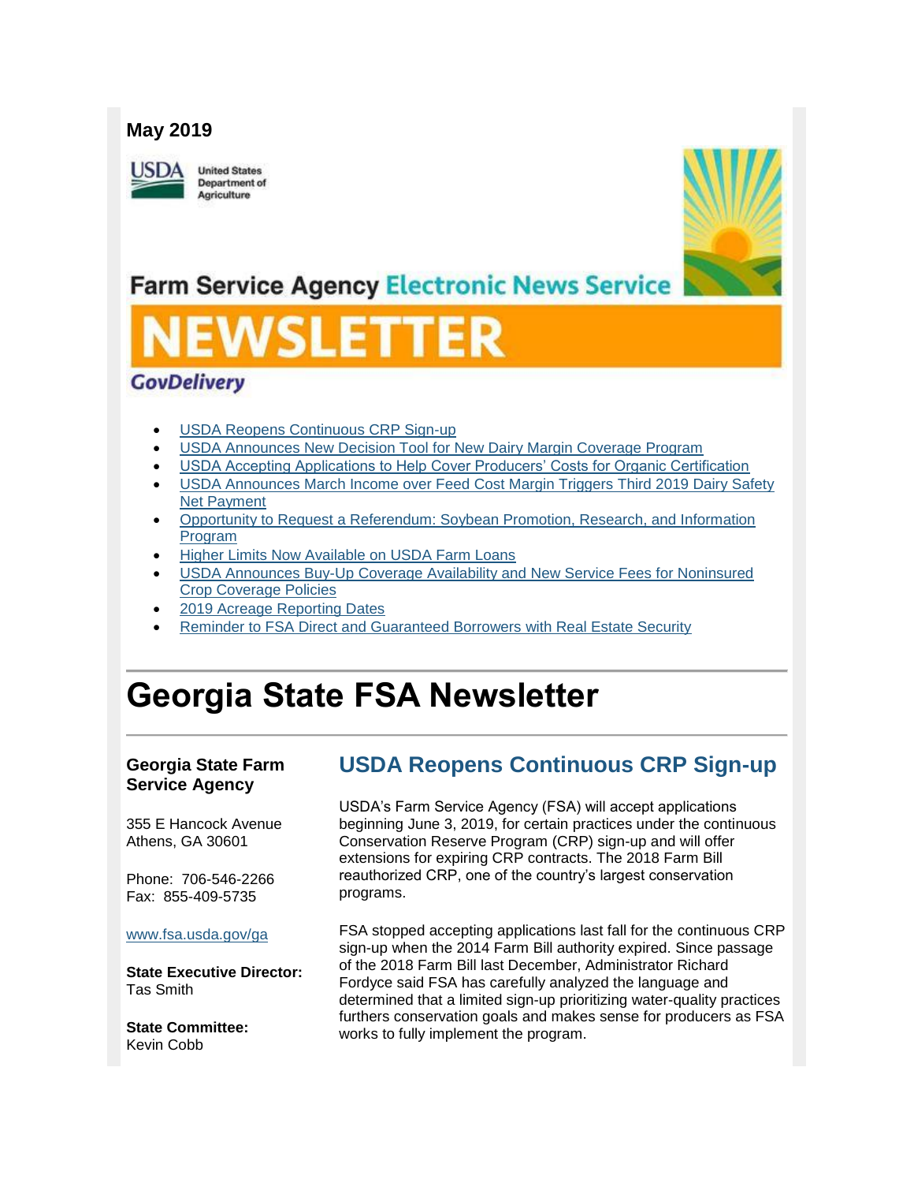**May 2019**

United States Department of Agriculture

Farm Service Agency Electronic News Service

# NEWSLETTER

GovDelivery

- USDA Reopens Continuous CRP Sign-up
- USDA Announces New Decision Tool for New Dairy Margin Coverage Program
- USDA Accepting Applications to Help Cover Producers' Costs for Organic Certification
- USDA Announces March Income over Feed Cost Margin Triggers Third 2019 Dairy Safety Net Payment
- Opportunity to Request a Referendum: Soybean Promotion, Research, and Information Program
- Higher Limits Now Available on USDA Farm Loans
- USDA Announces Buy-Up Coverage Availability and New Service Fees for Noninsured Crop Coverage Policies
- 2019 Acreage Reporting Dates
- Reminder to FSA Direct and Guaranteed Borrowers with Real Estate Security

# Georgia State FSA Newsletter

**Georgia State Farm Service Agency**

355 E Hancock Avenue
Athens, GA 30601

Phone: 706-546-2266
Fax: 855-409-5735

www.fsa.usda.gov/ga

**State Executive Director:**
Tas Smith

**State Committee:**
Kevin Cobb

## USDA Reopens Continuous CRP Sign-up

USDA's Farm Service Agency (FSA) will accept applications beginning June 3, 2019, for certain practices under the continuous Conservation Reserve Program (CRP) sign-up and will offer extensions for expiring CRP contracts. The 2018 Farm Bill reauthorized CRP, one of the country's largest conservation programs.

FSA stopped accepting applications last fall for the continuous CRP sign-up when the 2014 Farm Bill authority expired. Since passage of the 2018 Farm Bill last December, Administrator Richard Fordyce said FSA has carefully analyzed the language and determined that a limited sign-up prioritizing water-quality practices furthers conservation goals and makes sense for producers as FSA works to fully implement the program.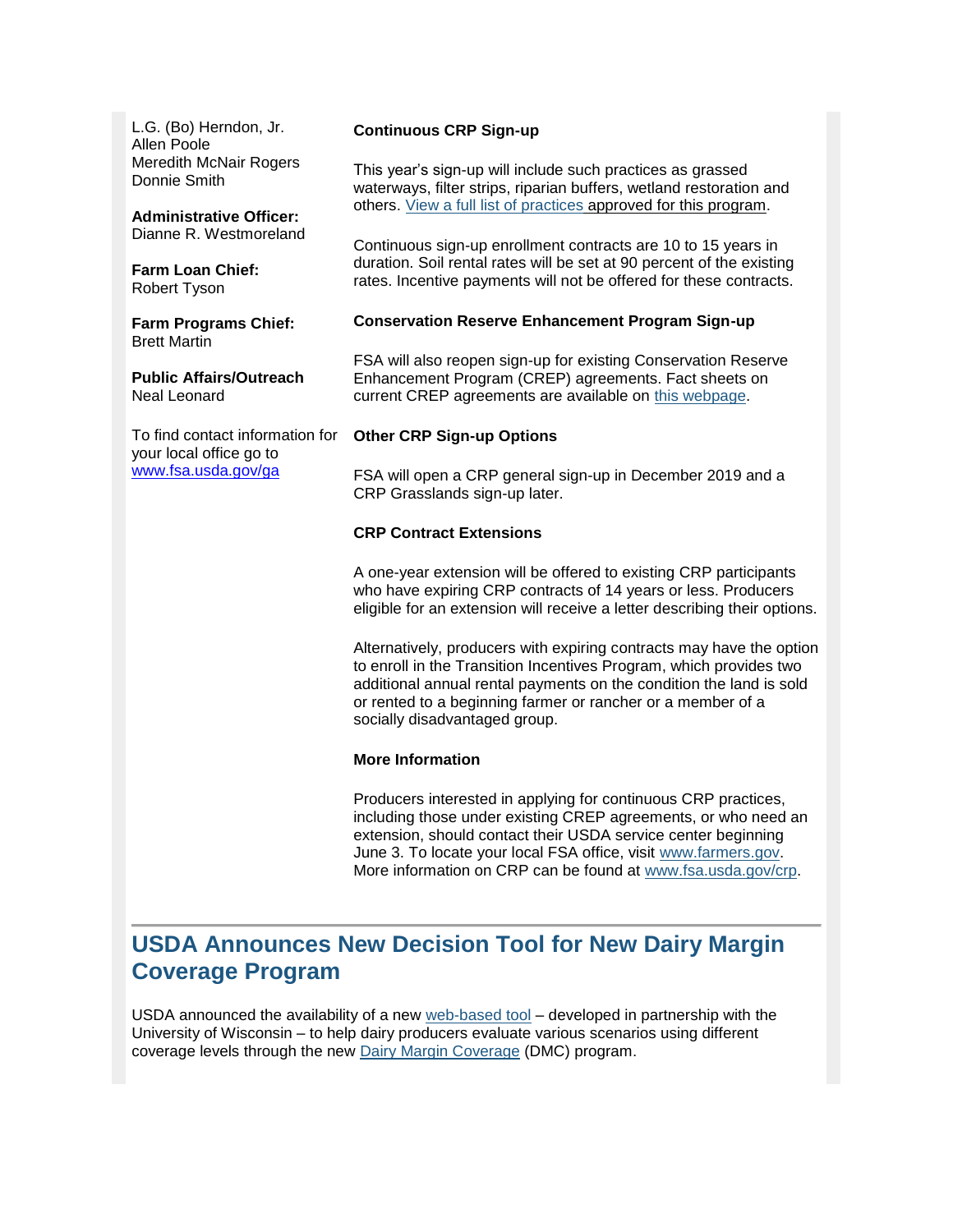L.G. (Bo) Herndon, Jr.
Allen Poole
Meredith McNair Rogers
Donnie Smith

**Administrative Officer:**
Dianne R. Westmoreland

**Farm Loan Chief:**
Robert Tyson

**Farm Programs Chief:**
Brett Martin

**Public Affairs/Outreach**
Neal Leonard

To find contact information for your local office go to www.fsa.usda.gov/ga

**Continuous CRP Sign-up**

This year's sign-up will include such practices as grassed waterways, filter strips, riparian buffers, wetland restoration and others. View a full list of practices approved for this program.

Continuous sign-up enrollment contracts are 10 to 15 years in duration. Soil rental rates will be set at 90 percent of the existing rates. Incentive payments will not be offered for these contracts.

**Conservation Reserve Enhancement Program Sign-up**

FSA will also reopen sign-up for existing Conservation Reserve Enhancement Program (CREP) agreements. Fact sheets on current CREP agreements are available on this webpage.

**Other CRP Sign-up Options**

FSA will open a CRP general sign-up in December 2019 and a CRP Grasslands sign-up later.

**CRP Contract Extensions**

A one-year extension will be offered to existing CRP participants who have expiring CRP contracts of 14 years or less. Producers eligible for an extension will receive a letter describing their options.

Alternatively, producers with expiring contracts may have the option to enroll in the Transition Incentives Program, which provides two additional annual rental payments on the condition the land is sold or rented to a beginning farmer or rancher or a member of a socially disadvantaged group.

**More Information**

Producers interested in applying for continuous CRP practices, including those under existing CREP agreements, or who need an extension, should contact their USDA service center beginning June 3. To locate your local FSA office, visit www.farmers.gov. More information on CRP can be found at www.fsa.usda.gov/crp.

## USDA Announces New Decision Tool for New Dairy Margin Coverage Program

USDA announced the availability of a new web-based tool – developed in partnership with the University of Wisconsin – to help dairy producers evaluate various scenarios using different coverage levels through the new Dairy Margin Coverage (DMC) program.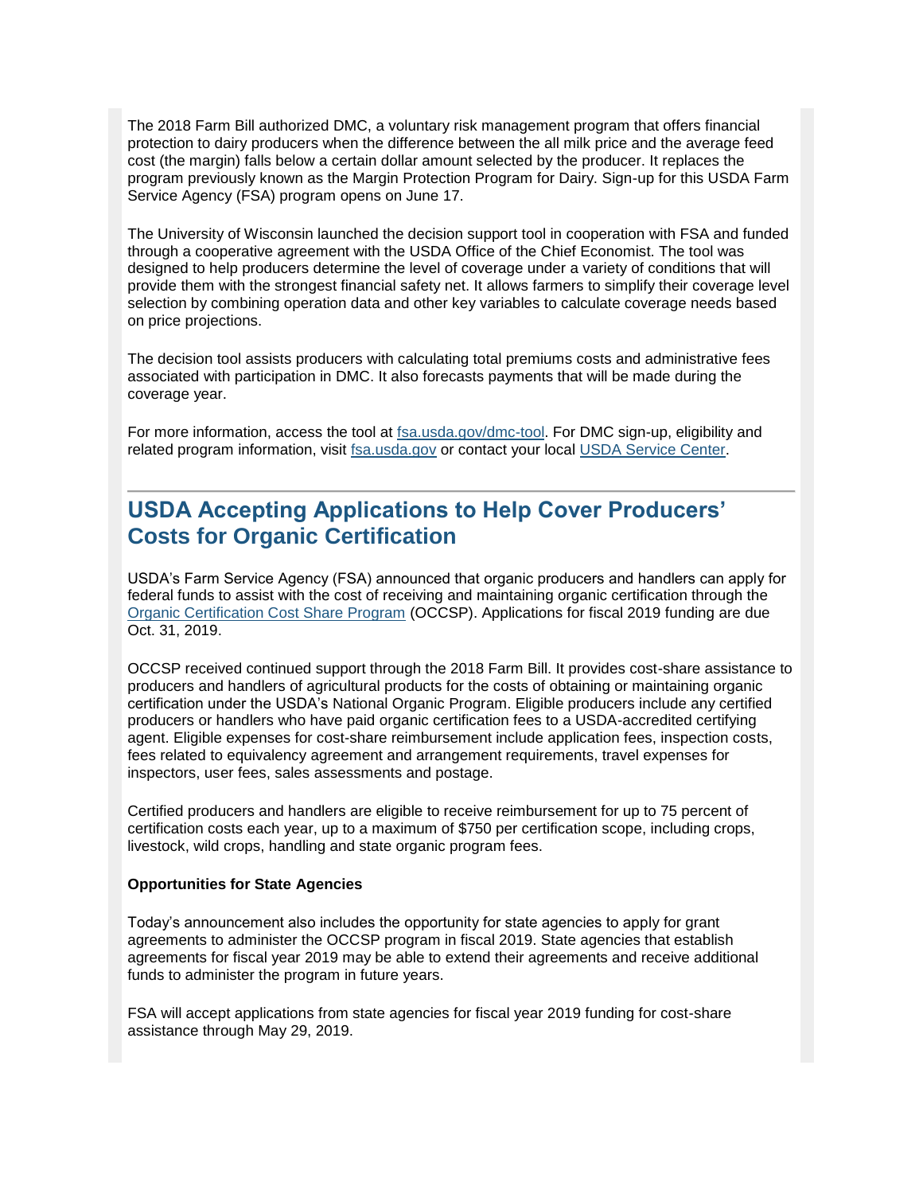The 2018 Farm Bill authorized DMC, a voluntary risk management program that offers financial protection to dairy producers when the difference between the all milk price and the average feed cost (the margin) falls below a certain dollar amount selected by the producer. It replaces the program previously known as the Margin Protection Program for Dairy. Sign-up for this USDA Farm Service Agency (FSA) program opens on June 17.

The University of Wisconsin launched the decision support tool in cooperation with FSA and funded through a cooperative agreement with the USDA Office of the Chief Economist. The tool was designed to help producers determine the level of coverage under a variety of conditions that will provide them with the strongest financial safety net. It allows farmers to simplify their coverage level selection by combining operation data and other key variables to calculate coverage needs based on price projections.

The decision tool assists producers with calculating total premiums costs and administrative fees associated with participation in DMC. It also forecasts payments that will be made during the coverage year.

For more information, access the tool at fsa.usda.gov/dmc-tool. For DMC sign-up, eligibility and related program information, visit fsa.usda.gov or contact your local USDA Service Center.

---

## USDA Accepting Applications to Help Cover Producers' Costs for Organic Certification

USDA's Farm Service Agency (FSA) announced that organic producers and handlers can apply for federal funds to assist with the cost of receiving and maintaining organic certification through the Organic Certification Cost Share Program (OCCSP). Applications for fiscal 2019 funding are due Oct. 31, 2019.

OCCSP received continued support through the 2018 Farm Bill. It provides cost-share assistance to producers and handlers of agricultural products for the costs of obtaining or maintaining organic certification under the USDA's National Organic Program. Eligible producers include any certified producers or handlers who have paid organic certification fees to a USDA-accredited certifying agent. Eligible expenses for cost-share reimbursement include application fees, inspection costs, fees related to equivalency agreement and arrangement requirements, travel expenses for inspectors, user fees, sales assessments and postage.

Certified producers and handlers are eligible to receive reimbursement for up to 75 percent of certification costs each year, up to a maximum of $750 per certification scope, including crops, livestock, wild crops, handling and state organic program fees.

**Opportunities for State Agencies**

Today's announcement also includes the opportunity for state agencies to apply for grant agreements to administer the OCCSP program in fiscal 2019. State agencies that establish agreements for fiscal year 2019 may be able to extend their agreements and receive additional funds to administer the program in future years.

FSA will accept applications from state agencies for fiscal year 2019 funding for cost-share assistance through May 29, 2019.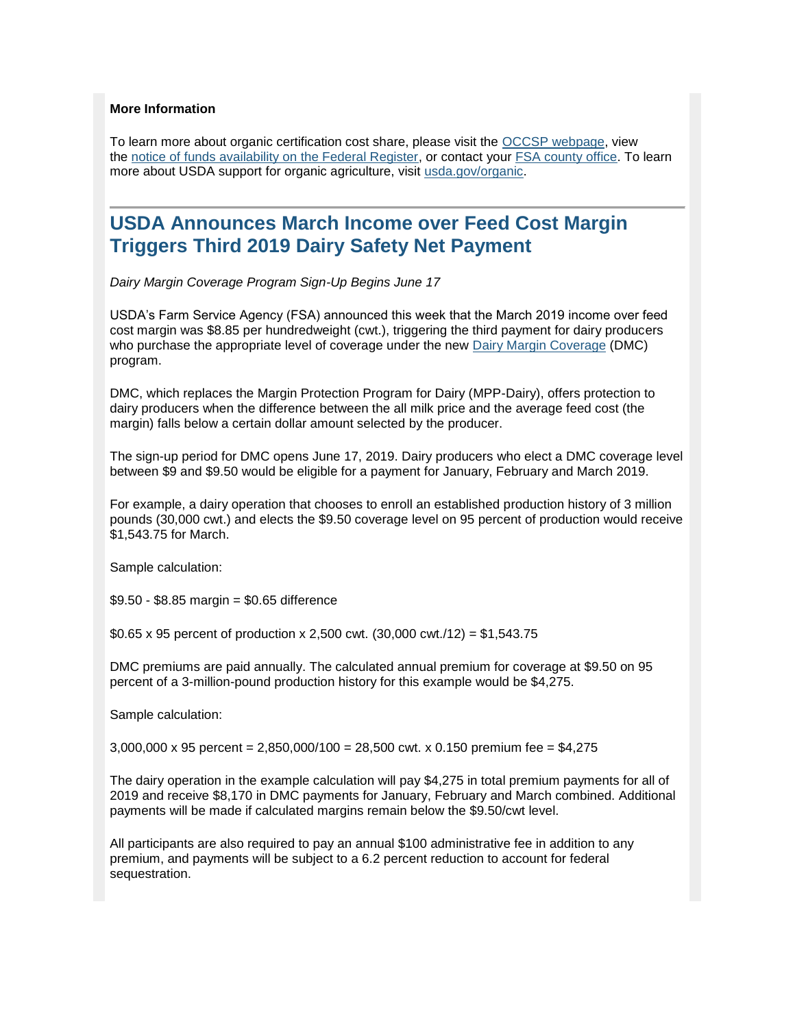**More Information**

To learn more about organic certification cost share, please visit the [OCCSP webpage](), view the [notice of funds availability on the Federal Register](), or contact your [FSA county office](). To learn more about USDA support for organic agriculture, visit [usda.gov/organic]().

## USDA Announces March Income over Feed Cost Margin Triggers Third 2019 Dairy Safety Net Payment

*Dairy Margin Coverage Program Sign-Up Begins June 17*

USDA's Farm Service Agency (FSA) announced this week that the March 2019 income over feed cost margin was \$8.85 per hundredweight (cwt.), triggering the third payment for dairy producers who purchase the appropriate level of coverage under the new [Dairy Margin Coverage]() (DMC) program.

DMC, which replaces the Margin Protection Program for Dairy (MPP-Dairy), offers protection to dairy producers when the difference between the all milk price and the average feed cost (the margin) falls below a certain dollar amount selected by the producer.

The sign-up period for DMC opens June 17, 2019. Dairy producers who elect a DMC coverage level between \$9 and \$9.50 would be eligible for a payment for January, February and March 2019.

For example, a dairy operation that chooses to enroll an established production history of 3 million pounds (30,000 cwt.) and elects the \$9.50 coverage level on 95 percent of production would receive \$1,543.75 for March.

Sample calculation:

\$9.50 - \$8.85 margin = \$0.65 difference

\$0.65 x 95 percent of production x 2,500 cwt. (30,000 cwt./12) = \$1,543.75

DMC premiums are paid annually. The calculated annual premium for coverage at \$9.50 on 95 percent of a 3-million-pound production history for this example would be \$4,275.

Sample calculation:

3,000,000 x 95 percent = 2,850,000/100 = 28,500 cwt. x 0.150 premium fee = \$4,275

The dairy operation in the example calculation will pay \$4,275 in total premium payments for all of 2019 and receive \$8,170 in DMC payments for January, February and March combined. Additional payments will be made if calculated margins remain below the \$9.50/cwt level.

All participants are also required to pay an annual \$100 administrative fee in addition to any premium, and payments will be subject to a 6.2 percent reduction to account for federal sequestration.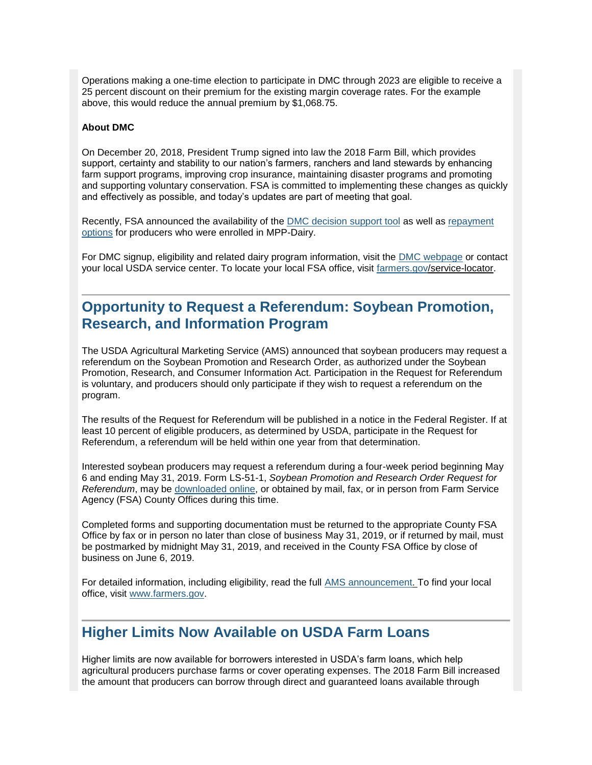Operations making a one-time election to participate in DMC through 2023 are eligible to receive a 25 percent discount on their premium for the existing margin coverage rates. For the example above, this would reduce the annual premium by $1,068.75.

**About DMC**

On December 20, 2018, President Trump signed into law the 2018 Farm Bill, which provides support, certainty and stability to our nation's farmers, ranchers and land stewards by enhancing farm support programs, improving crop insurance, maintaining disaster programs and promoting and supporting voluntary conservation. FSA is committed to implementing these changes as quickly and effectively as possible, and today's updates are part of meeting that goal.

Recently, FSA announced the availability of the DMC decision support tool as well as repayment options for producers who were enrolled in MPP-Dairy.

For DMC signup, eligibility and related dairy program information, visit the DMC webpage or contact your local USDA service center. To locate your local FSA office, visit farmers.gov/service-locator.

## Opportunity to Request a Referendum: Soybean Promotion, Research, and Information Program

The USDA Agricultural Marketing Service (AMS) announced that soybean producers may request a referendum on the Soybean Promotion and Research Order, as authorized under the Soybean Promotion, Research, and Consumer Information Act. Participation in the Request for Referendum is voluntary, and producers should only participate if they wish to request a referendum on the program.

The results of the Request for Referendum will be published in a notice in the Federal Register. If at least 10 percent of eligible producers, as determined by USDA, participate in the Request for Referendum, a referendum will be held within one year from that determination.

Interested soybean producers may request a referendum during a four-week period beginning May 6 and ending May 31, 2019. Form LS-51-1, *Soybean Promotion and Research Order Request for Referendum*, may be downloaded online, or obtained by mail, fax, or in person from Farm Service Agency (FSA) County Offices during this time.

Completed forms and supporting documentation must be returned to the appropriate County FSA Office by fax or in person no later than close of business May 31, 2019, or if returned by mail, must be postmarked by midnight May 31, 2019, and received in the County FSA Office by close of business on June 6, 2019.

For detailed information, including eligibility, read the full AMS announcement. To find your local office, visit www.farmers.gov.

## Higher Limits Now Available on USDA Farm Loans

Higher limits are now available for borrowers interested in USDA's farm loans, which help agricultural producers purchase farms or cover operating expenses. The 2018 Farm Bill increased the amount that producers can borrow through direct and guaranteed loans available through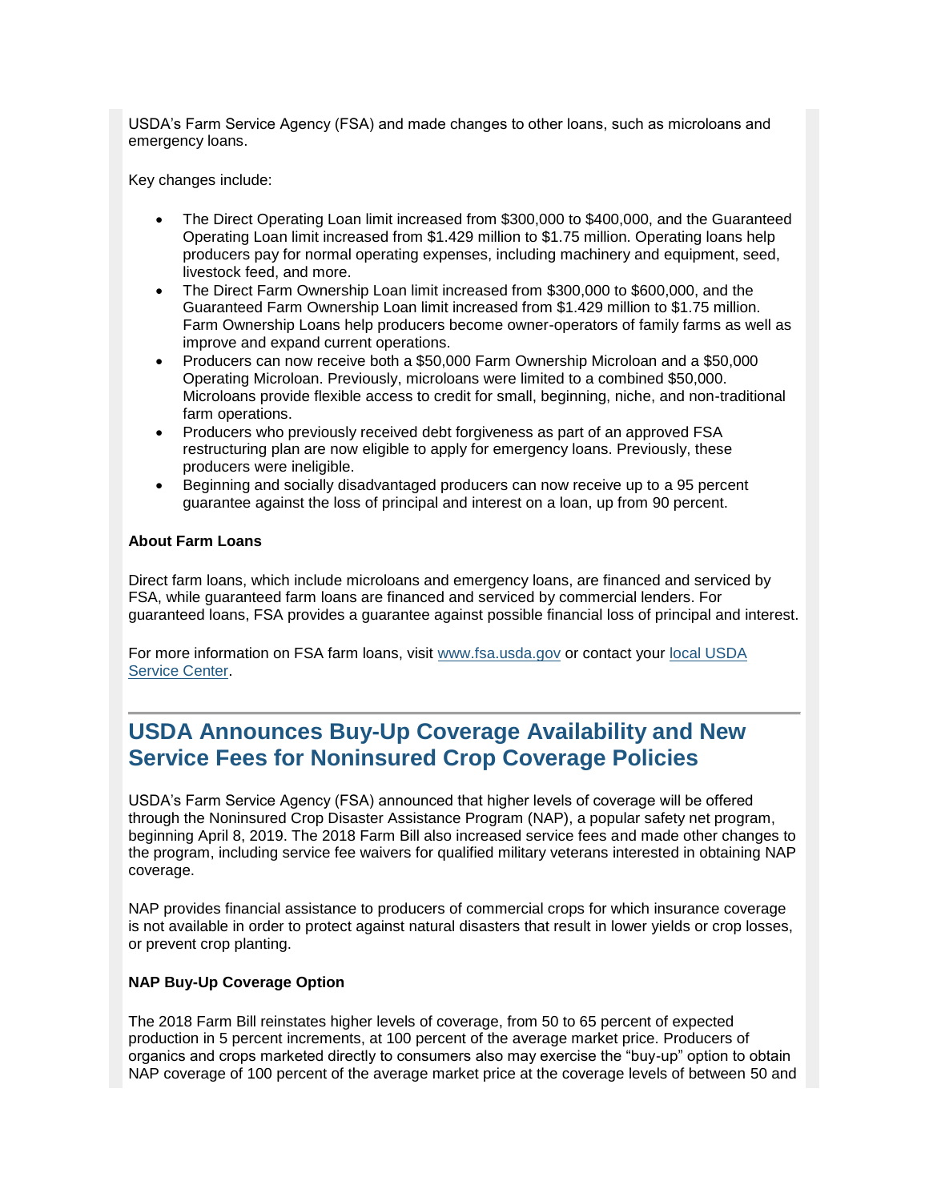USDA's Farm Service Agency (FSA) and made changes to other loans, such as microloans and emergency loans.

Key changes include:

- The Direct Operating Loan limit increased from $300,000 to $400,000, and the Guaranteed Operating Loan limit increased from $1.429 million to $1.75 million. Operating loans help producers pay for normal operating expenses, including machinery and equipment, seed, livestock feed, and more.
- The Direct Farm Ownership Loan limit increased from $300,000 to $600,000, and the Guaranteed Farm Ownership Loan limit increased from $1.429 million to $1.75 million. Farm Ownership Loans help producers become owner-operators of family farms as well as improve and expand current operations.
- Producers can now receive both a $50,000 Farm Ownership Microloan and a $50,000 Operating Microloan. Previously, microloans were limited to a combined $50,000. Microloans provide flexible access to credit for small, beginning, niche, and non-traditional farm operations.
- Producers who previously received debt forgiveness as part of an approved FSA restructuring plan are now eligible to apply for emergency loans. Previously, these producers were ineligible.
- Beginning and socially disadvantaged producers can now receive up to a 95 percent guarantee against the loss of principal and interest on a loan, up from 90 percent.

**About Farm Loans**

Direct farm loans, which include microloans and emergency loans, are financed and serviced by FSA, while guaranteed farm loans are financed and serviced by commercial lenders. For guaranteed loans, FSA provides a guarantee against possible financial loss of principal and interest.

For more information on FSA farm loans, visit [www.fsa.usda.gov](www.fsa.usda.gov) or contact your local USDA Service Center.

## USDA Announces Buy-Up Coverage Availability and New Service Fees for Noninsured Crop Coverage Policies

USDA's Farm Service Agency (FSA) announced that higher levels of coverage will be offered through the Noninsured Crop Disaster Assistance Program (NAP), a popular safety net program, beginning April 8, 2019. The 2018 Farm Bill also increased service fees and made other changes to the program, including service fee waivers for qualified military veterans interested in obtaining NAP coverage.

NAP provides financial assistance to producers of commercial crops for which insurance coverage is not available in order to protect against natural disasters that result in lower yields or crop losses, or prevent crop planting.

**NAP Buy-Up Coverage Option**

The 2018 Farm Bill reinstates higher levels of coverage, from 50 to 65 percent of expected production in 5 percent increments, at 100 percent of the average market price. Producers of organics and crops marketed directly to consumers also may exercise the "buy-up" option to obtain NAP coverage of 100 percent of the average market price at the coverage levels of between 50 and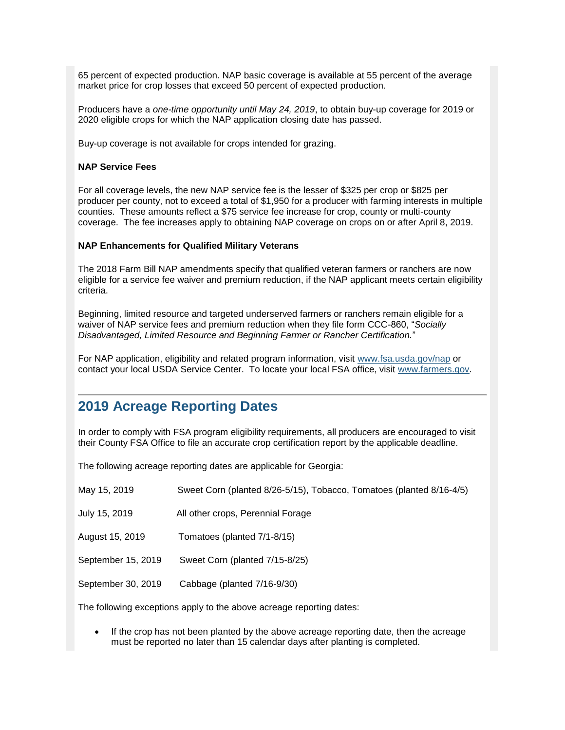65 percent of expected production. NAP basic coverage is available at 55 percent of the average market price for crop losses that exceed 50 percent of expected production.

Producers have a *one-time opportunity until May 24, 2019*, to obtain buy-up coverage for 2019 or 2020 eligible crops for which the NAP application closing date has passed.

Buy-up coverage is not available for crops intended for grazing.

**NAP Service Fees**

For all coverage levels, the new NAP service fee is the lesser of $325 per crop or $825 per producer per county, not to exceed a total of $1,950 for a producer with farming interests in multiple counties. These amounts reflect a $75 service fee increase for crop, county or multi-county coverage. The fee increases apply to obtaining NAP coverage on crops on or after April 8, 2019.

**NAP Enhancements for Qualified Military Veterans**

The 2018 Farm Bill NAP amendments specify that qualified veteran farmers or ranchers are now eligible for a service fee waiver and premium reduction, if the NAP applicant meets certain eligibility criteria.

Beginning, limited resource and targeted underserved farmers or ranchers remain eligible for a waiver of NAP service fees and premium reduction when they file form CCC-860, "*Socially Disadvantaged, Limited Resource and Beginning Farmer or Rancher Certification.*"

For NAP application, eligibility and related program information, visit [www.fsa.usda.gov/nap](www.fsa.usda.gov/nap) or contact your local USDA Service Center. To locate your local FSA office, visit [www.farmers.gov](www.farmers.gov).

---

## 2019 Acreage Reporting Dates

In order to comply with FSA program eligibility requirements, all producers are encouraged to visit their County FSA Office to file an accurate crop certification report by the applicable deadline.

The following acreage reporting dates are applicable for Georgia:

| | |
|---|---|
| May 15, 2019 | Sweet Corn (planted 8/26-5/15), Tobacco, Tomatoes (planted 8/16-4/5) |
| July 15, 2019 | All other crops, Perennial Forage |
| August 15, 2019 | Tomatoes (planted 7/1-8/15) |
| September 15, 2019 | Sweet Corn (planted 7/15-8/25) |
| September 30, 2019 | Cabbage (planted 7/16-9/30) |

The following exceptions apply to the above acreage reporting dates:

- If the crop has not been planted by the above acreage reporting date, then the acreage must be reported no later than 15 calendar days after planting is completed.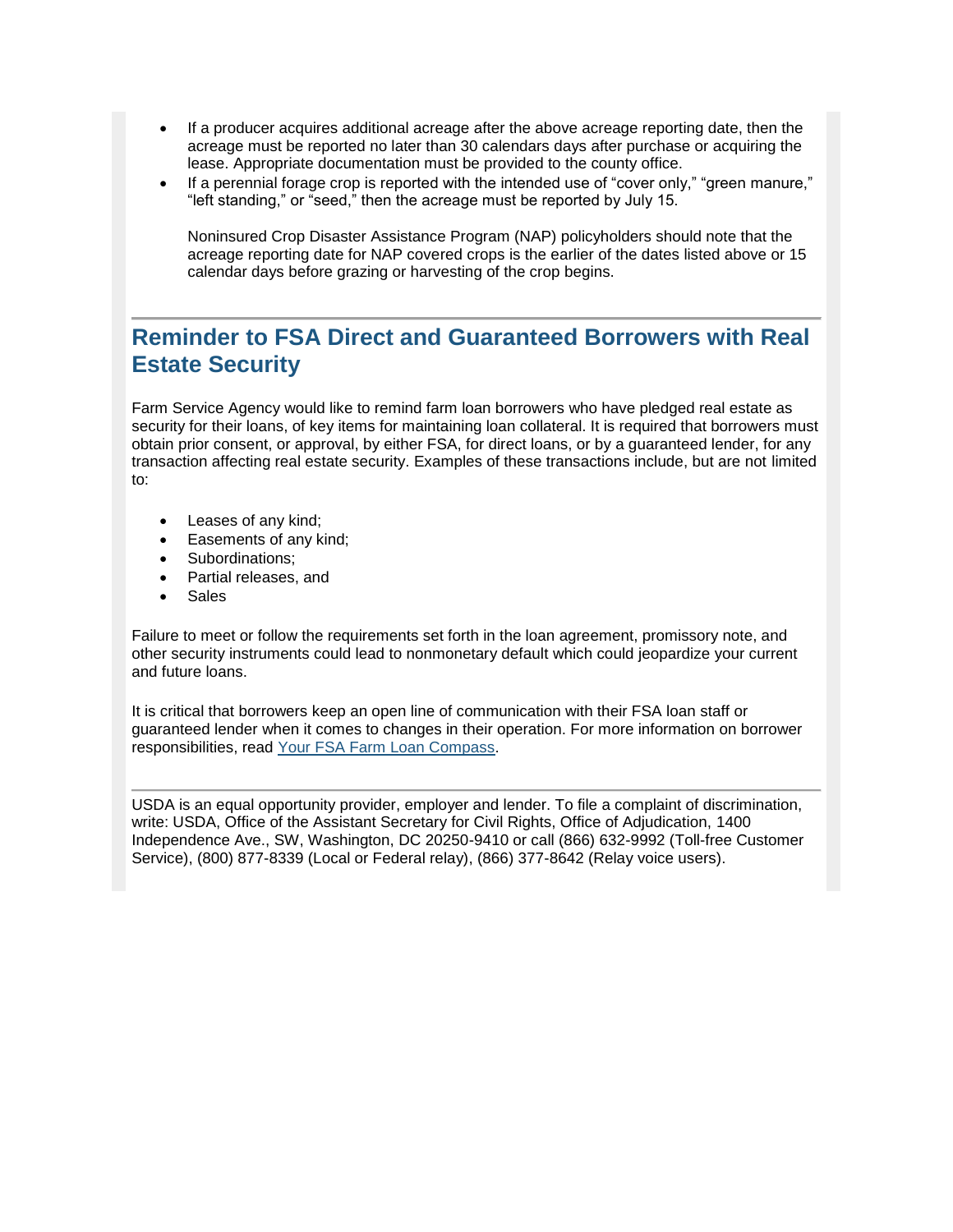- If a producer acquires additional acreage after the above acreage reporting date, then the acreage must be reported no later than 30 calendars days after purchase or acquiring the lease. Appropriate documentation must be provided to the county office.
- If a perennial forage crop is reported with the intended use of "cover only," "green manure," "left standing," or "seed," then the acreage must be reported by July 15.

  Noninsured Crop Disaster Assistance Program (NAP) policyholders should note that the acreage reporting date for NAP covered crops is the earlier of the dates listed above or 15 calendar days before grazing or harvesting of the crop begins.

---

## Reminder to FSA Direct and Guaranteed Borrowers with Real Estate Security

Farm Service Agency would like to remind farm loan borrowers who have pledged real estate as security for their loans, of key items for maintaining loan collateral. It is required that borrowers must obtain prior consent, or approval, by either FSA, for direct loans, or by a guaranteed lender, for any transaction affecting real estate security. Examples of these transactions include, but are not limited to:

- Leases of any kind;
- Easements of any kind;
- Subordinations;
- Partial releases, and
- Sales

Failure to meet or follow the requirements set forth in the loan agreement, promissory note, and other security instruments could lead to nonmonetary default which could jeopardize your current and future loans.

It is critical that borrowers keep an open line of communication with their FSA loan staff or guaranteed lender when it comes to changes in their operation. For more information on borrower responsibilities, read [Your FSA Farm Loan Compass](Your FSA Farm Loan Compass).

---

USDA is an equal opportunity provider, employer and lender. To file a complaint of discrimination, write: USDA, Office of the Assistant Secretary for Civil Rights, Office of Adjudication, 1400 Independence Ave., SW, Washington, DC 20250-9410 or call (866) 632-9992 (Toll-free Customer Service), (800) 877-8339 (Local or Federal relay), (866) 377-8642 (Relay voice users).